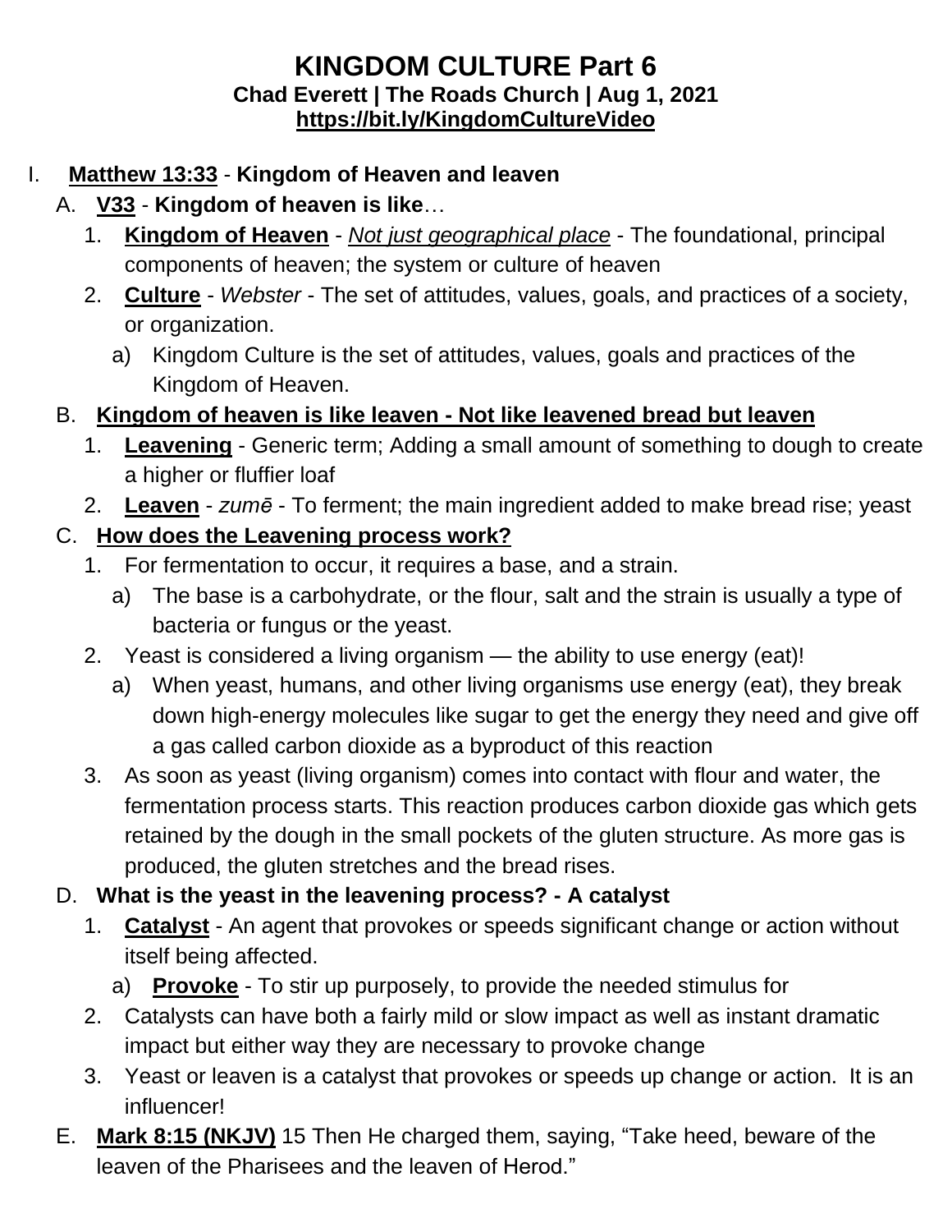# KINGDOM CULTURE Part 6

**Chad Everett | The Roads Church | Aug 1, 2021**

**https://bit.ly/KingdomCultureVideo**

I. **Matthew 13:33** - **Kingdom of Heaven and leaven**

A. **V33** - **Kingdom of heaven is like**…

1. **Kingdom of Heaven** - *Not just geographical place* - The foundational, principal components of heaven; the system or culture of heaven
2. **Culture** - *Webster* - The set of attitudes, values, goals, and practices of a society, or organization.
   a) Kingdom Culture is the set of attitudes, values, goals and practices of the Kingdom of Heaven.

B. **Kingdom of heaven is like leaven - Not like leavened bread but leaven**

1. **Leavening** - Generic term; Adding a small amount of something to dough to create a higher or fluffier loaf
2. **Leaven** - *zumē* - To ferment; the main ingredient added to make bread rise; yeast

C. **How does the Leavening process work?**

1. For fermentation to occur, it requires a base, and a strain.
   a) The base is a carbohydrate, or the flour, salt and the strain is usually a type of bacteria or fungus or the yeast.
2. Yeast is considered a living organism — the ability to use energy (eat)!
   a) When yeast, humans, and other living organisms use energy (eat), they break down high-energy molecules like sugar to get the energy they need and give off a gas called carbon dioxide as a byproduct of this reaction
3. As soon as yeast (living organism) comes into contact with flour and water, the fermentation process starts. This reaction produces carbon dioxide gas which gets retained by the dough in the small pockets of the gluten structure. As more gas is produced, the gluten stretches and the bread rises.

D. **What is the yeast in the leavening process? - A catalyst**

1. **Catalyst** - An agent that provokes or speeds significant change or action without itself being affected.
   a) **Provoke** - To stir up purposely, to provide the needed stimulus for
2. Catalysts can have both a fairly mild or slow impact as well as instant dramatic impact but either way they are necessary to provoke change
3. Yeast or leaven is a catalyst that provokes or speeds up change or action. It is an influencer!

E. **Mark 8:15 (NKJV)** 15 Then He charged them, saying, "Take heed, beware of the leaven of the Pharisees and the leaven of Herod."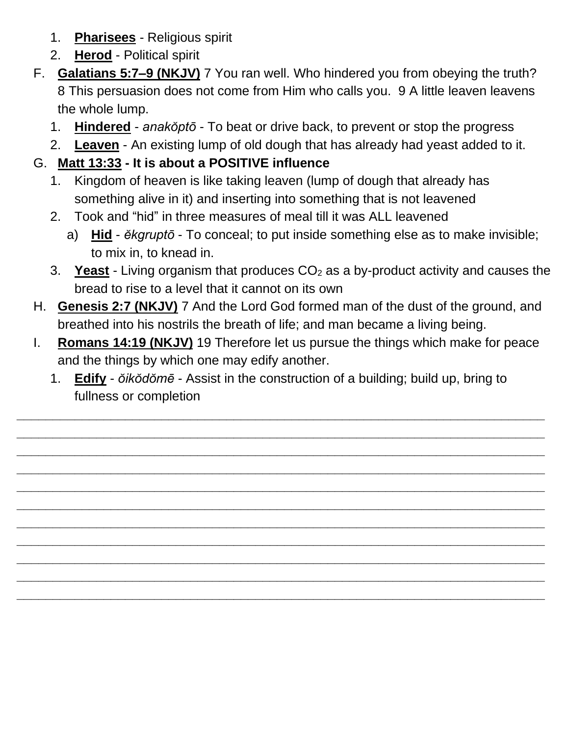1. **<u>Pharisees</u>** - Religious spirit
2. **<u>Herod</u>** - Political spirit

F. **<u>Galatians 5:7–9 (NKJV)</u>** 7 You ran well. Who hindered you from obeying the truth? 8 This persuasion does not come from Him who calls you. 9 A little leaven leavens the whole lump.

1. **<u>Hindered</u>** - *anakŏptō* - To beat or drive back, to prevent or stop the progress
2. **<u>Leaven</u>** - An existing lump of old dough that has already had yeast added to it.

G. **<u>Matt 13:33</u> - It is about a POSITIVE influence**

1. Kingdom of heaven is like taking leaven (lump of dough that already has something alive in it) and inserting into something that is not leavened
2. Took and "hid" in three measures of meal till it was ALL leavened
   a) **<u>Hid</u>** - *ĕkgruptō* - To conceal; to put inside something else as to make invisible; to mix in, to knead in.
3. **<u>Yeast</u>** - Living organism that produces $CO_2$ as a by-product activity and causes the bread to rise to a level that it cannot on its own

H. **<u>Genesis 2:7 (NKJV)</u>** 7 And the Lord God formed man of the dust of the ground, and breathed into his nostrils the breath of life; and man became a living being.

I. **<u>Romans 14:19 (NKJV)</u>** 19 Therefore let us pursue the things which make for peace and the things by which one may edify another.

1. **<u>Edify</u>** - *ŏikŏdŏmē* - Assist in the construction of a building; build up, bring to fullness or completion

______________________________________________________________________________
______________________________________________________________________________
______________________________________________________________________________
______________________________________________________________________________
______________________________________________________________________________
______________________________________________________________________________
______________________________________________________________________________
______________________________________________________________________________
______________________________________________________________________________
______________________________________________________________________________
______________________________________________________________________________